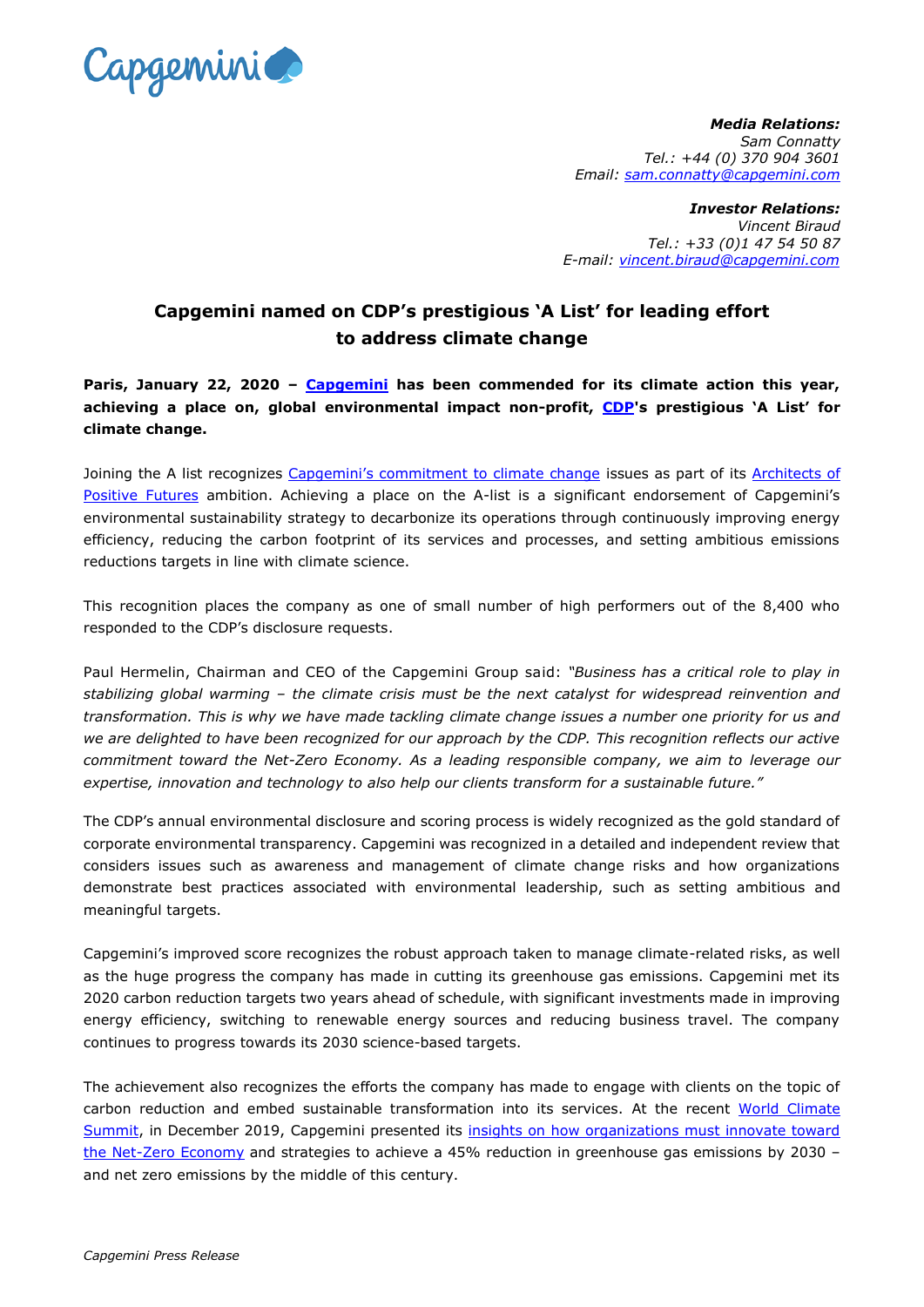***Media Relations:***
*Sam Connatty*
*Tel.: +44 (0) 370 904 3601*
*Email: sam.connatty@capgemini.com*

***Investor Relations:***
*Vincent Biraud*
*Tel.: +33 (0)1 47 54 50 87*
*E-mail: vincent.biraud@capgemini.com*

# Capgemini named on CDP's prestigious 'A List' for leading effort to address climate change

**Paris, January 22, 2020 – Capgemini has been commended for its climate action this year, achieving a place on, global environmental impact non-profit, CDP's prestigious 'A List' for climate change.**

Joining the A list recognizes Capgemini's commitment to climate change issues as part of its Architects of Positive Futures ambition. Achieving a place on the A-list is a significant endorsement of Capgemini's environmental sustainability strategy to decarbonize its operations through continuously improving energy efficiency, reducing the carbon footprint of its services and processes, and setting ambitious emissions reductions targets in line with climate science.

This recognition places the company as one of small number of high performers out of the 8,400 who responded to the CDP's disclosure requests.

Paul Hermelin, Chairman and CEO of the Capgemini Group said: *"Business has a critical role to play in stabilizing global warming – the climate crisis must be the next catalyst for widespread reinvention and transformation. This is why we have made tackling climate change issues a number one priority for us and we are delighted to have been recognized for our approach by the CDP. This recognition reflects our active commitment toward the Net-Zero Economy. As a leading responsible company, we aim to leverage our expertise, innovation and technology to also help our clients transform for a sustainable future."*

The CDP's annual environmental disclosure and scoring process is widely recognized as the gold standard of corporate environmental transparency. Capgemini was recognized in a detailed and independent review that considers issues such as awareness and management of climate change risks and how organizations demonstrate best practices associated with environmental leadership, such as setting ambitious and meaningful targets.

Capgemini's improved score recognizes the robust approach taken to manage climate-related risks, as well as the huge progress the company has made in cutting its greenhouse gas emissions. Capgemini met its 2020 carbon reduction targets two years ahead of schedule, with significant investments made in improving energy efficiency, switching to renewable energy sources and reducing business travel. The company continues to progress towards its 2030 science-based targets.

The achievement also recognizes the efforts the company has made to engage with clients on the topic of carbon reduction and embed sustainable transformation into its services. At the recent World Climate Summit, in December 2019, Capgemini presented its insights on how organizations must innovate toward the Net-Zero Economy and strategies to achieve a 45% reduction in greenhouse gas emissions by 2030 – and net zero emissions by the middle of this century.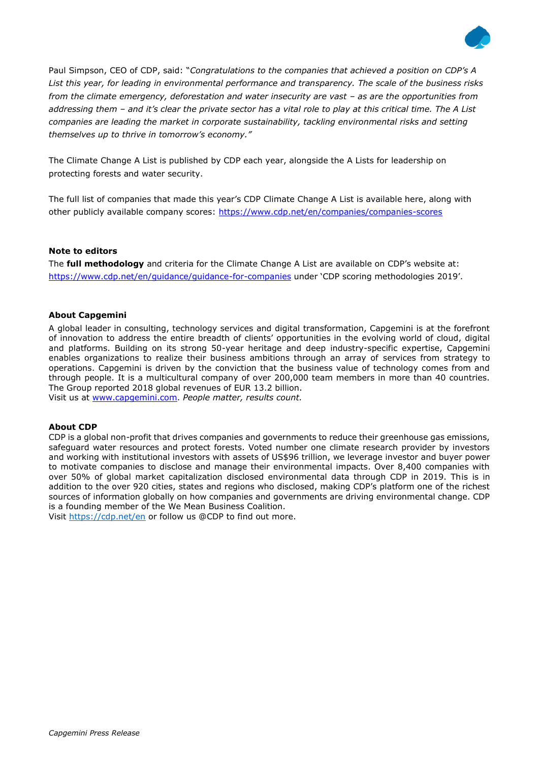Paul Simpson, CEO of CDP, said: "*Congratulations to the companies that achieved a position on CDP's A List this year, for leading in environmental performance and transparency. The scale of the business risks from the climate emergency, deforestation and water insecurity are vast – as are the opportunities from addressing them – and it's clear the private sector has a vital role to play at this critical time. The A List companies are leading the market in corporate sustainability, tackling environmental risks and setting themselves up to thrive in tomorrow's economy."*

The Climate Change A List is published by CDP each year, alongside the A Lists for leadership on protecting forests and water security.

The full list of companies that made this year's CDP Climate Change A List is available here, along with other publicly available company scores: [https://www.cdp.net/en/companies/companies-scores](https://www.cdp.net/en/companies/companies-scores)

**Note to editors**

The **full methodology** and criteria for the Climate Change A List are available on CDP's website at: [https://www.cdp.net/en/guidance/guidance-for-companies](https://www.cdp.net/en/guidance/guidance-for-companies) under 'CDP scoring methodologies 2019'.

**About Capgemini**

A global leader in consulting, technology services and digital transformation, Capgemini is at the forefront of innovation to address the entire breadth of clients' opportunities in the evolving world of cloud, digital and platforms. Building on its strong 50-year heritage and deep industry-specific expertise, Capgemini enables organizations to realize their business ambitions through an array of services from strategy to operations. Capgemini is driven by the conviction that the business value of technology comes from and through people. It is a multicultural company of over 200,000 team members in more than 40 countries. The Group reported 2018 global revenues of EUR 13.2 billion.
Visit us at [www.capgemini.com](www.capgemini.com). *People matter, results count.*

**About CDP**

CDP is a global non-profit that drives companies and governments to reduce their greenhouse gas emissions, safeguard water resources and protect forests. Voted number one climate research provider by investors and working with institutional investors with assets of US$96 trillion, we leverage investor and buyer power to motivate companies to disclose and manage their environmental impacts. Over 8,400 companies with over 50% of global market capitalization disclosed environmental data through CDP in 2019. This is in addition to the over 920 cities, states and regions who disclosed, making CDP's platform one of the richest sources of information globally on how companies and governments are driving environmental change. CDP is a founding member of the We Mean Business Coalition.
Visit [https://cdp.net/en](https://cdp.net/en) or follow us @CDP to find out more.